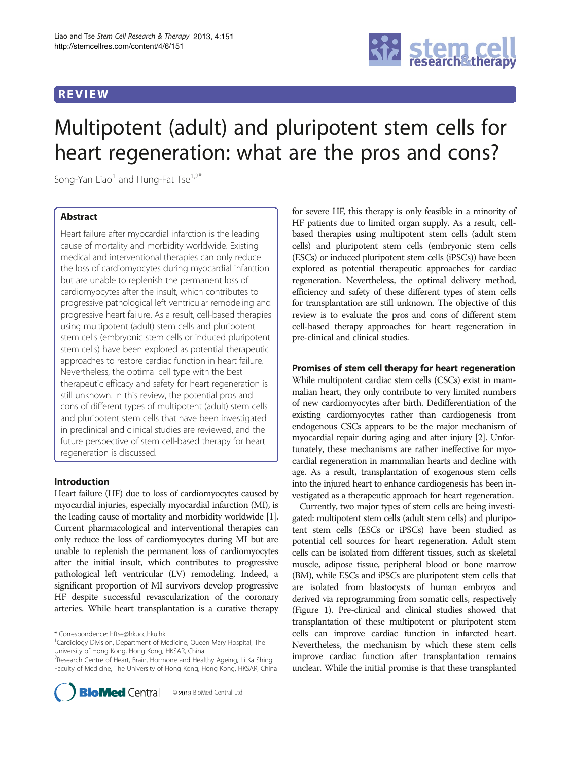## REVIEW

# Multipotent (adult) and pluripotent stem cells for heart regeneration: what are the pros and cons?

Song-Yan Liao[1] and Hung-Fat Tse[1,2*]

### Abstract

Heart failure after myocardial infarction is the leading cause of mortality and morbidity worldwide. Existing medical and interventional therapies can only reduce the loss of cardiomyocytes during myocardial infarction but are unable to replenish the permanent loss of cardiomyocytes after the insult, which contributes to progressive pathological left ventricular remodeling and progressive heart failure. As a result, cell-based therapies using multipotent (adult) stem cells and pluripotent stem cells (embryonic stem cells or induced pluripotent stem cells) have been explored as potential therapeutic approaches to restore cardiac function in heart failure. Nevertheless, the optimal cell type with the best therapeutic efficacy and safety for heart regeneration is still unknown. In this review, the potential pros and cons of different types of multipotent (adult) stem cells and pluripotent stem cells that have been investigated in preclinical and clinical studies are reviewed, and the future perspective of stem cell-based therapy for heart regeneration is discussed.

## Introduction

Heart failure (HF) due to loss of cardiomyocytes caused by myocardial injuries, especially myocardial infarction (MI), is the leading cause of mortality and morbidity worldwide [1]. Current pharmacological and interventional therapies can only reduce the loss of cardiomyocytes during MI but are unable to replenish the permanent loss of cardiomyocytes after the initial insult, which contributes to progressive pathological left ventricular (LV) remodeling. Indeed, a significant proportion of MI survivors develop progressive HF despite successful revascularization of the coronary arteries. While heart transplantation is a curative therapy for severe HF, this therapy is only feasible in a minority of HF patients due to limited organ supply. As a result, cell-based therapies using multipotent stem cells (adult stem cells) and pluripotent stem cells (embryonic stem cells (ESCs) or induced pluripotent stem cells (iPSCs)) have been explored as potential therapeutic approaches for cardiac regeneration. Nevertheless, the optimal delivery method, efficiency and safety of these different types of stem cells for transplantation are still unknown. The objective of this review is to evaluate the pros and cons of different stem cell-based therapy approaches for heart regeneration in pre-clinical and clinical studies.

## Promises of stem cell therapy for heart regeneration

While multipotent cardiac stem cells (CSCs) exist in mammalian heart, they only contribute to very limited numbers of new cardiomyocytes after birth. Dedifferentiation of the existing cardiomyocytes rather than cardiogenesis from endogenous CSCs appears to be the major mechanism of myocardial repair during aging and after injury [2]. Unfortunately, these mechanisms are rather ineffective for myocardial regeneration in mammalian hearts and decline with age. As a result, transplantation of exogenous stem cells into the injured heart to enhance cardiogenesis has been investigated as a therapeutic approach for heart regeneration.

Currently, two major types of stem cells are being investigated: multipotent stem cells (adult stem cells) and pluripotent stem cells (ESCs or iPSCs) have been studied as potential cell sources for heart regeneration. Adult stem cells can be isolated from different tissues, such as skeletal muscle, adipose tissue, peripheral blood or bone marrow (BM), while ESCs and iPSCs are pluripotent stem cells that are isolated from blastocysts of human embryos and derived via reprogramming from somatic cells, respectively (Figure 1). Pre-clinical and clinical studies showed that transplantation of these multipotent or pluripotent stem cells can improve cardiac function in infarcted heart. Nevertheless, the mechanism by which these stem cells improve cardiac function after transplantation remains unclear. While the initial promise is that these transplanted

\* Correspondence: hftse@hkucc.hku.hk
[1]Cardiology Division, Department of Medicine, Queen Mary Hospital, The University of Hong Kong, Hong Kong, HKSAR, China
[2]Research Centre of Heart, Brain, Hormone and Healthy Ageing, Li Ka Shing Faculty of Medicine, The University of Hong Kong, Hong Kong, HKSAR, China

© 2013 BioMed Central Ltd.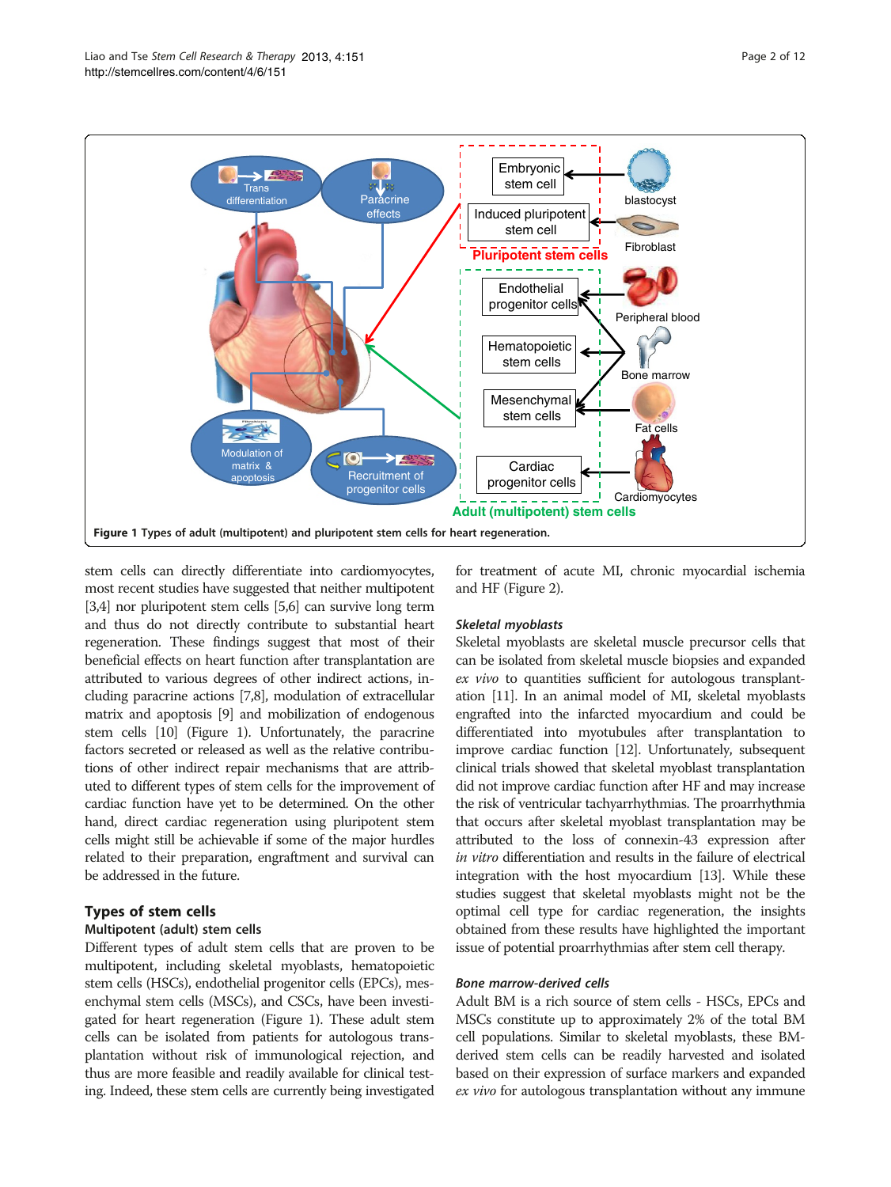**Figure 1 Types of adult (multipotent) and pluripotent stem cells for heart regeneration.**

stem cells can directly differentiate into cardiomyocytes, most recent studies have suggested that neither multipotent [3,4] nor pluripotent stem cells [5,6] can survive long term and thus do not directly contribute to substantial heart regeneration. These findings suggest that most of their beneficial effects on heart function after transplantation are attributed to various degrees of other indirect actions, including paracrine actions [7,8], modulation of extracellular matrix and apoptosis [9] and mobilization of endogenous stem cells [10] (Figure 1). Unfortunately, the paracrine factors secreted or released as well as the relative contributions of other indirect repair mechanisms that are attributed to different types of stem cells for the improvement of cardiac function have yet to be determined. On the other hand, direct cardiac regeneration using pluripotent stem cells might still be achievable if some of the major hurdles related to their preparation, engraftment and survival can be addressed in the future.

## Types of stem cells

### Multipotent (adult) stem cells

Different types of adult stem cells that are proven to be multipotent, including skeletal myoblasts, hematopoietic stem cells (HSCs), endothelial progenitor cells (EPCs), mesenchymal stem cells (MSCs), and CSCs, have been investigated for heart regeneration (Figure 1). These adult stem cells can be isolated from patients for autologous transplantation without risk of immunological rejection, and thus are more feasible and readily available for clinical testing. Indeed, these stem cells are currently being investigated for treatment of acute MI, chronic myocardial ischemia and HF (Figure 2).

#### *Skeletal myoblasts*

Skeletal myoblasts are skeletal muscle precursor cells that can be isolated from skeletal muscle biopsies and expanded *ex vivo* to quantities sufficient for autologous transplantation [11]. In an animal model of MI, skeletal myoblasts engrafted into the infarcted myocardium and could be differentiated into myotubules after transplantation to improve cardiac function [12]. Unfortunately, subsequent clinical trials showed that skeletal myoblast transplantation did not improve cardiac function after HF and may increase the risk of ventricular tachyarrhythmias. The proarrhythmia that occurs after skeletal myoblast transplantation may be attributed to the loss of connexin-43 expression after *in vitro* differentiation and results in the failure of electrical integration with the host myocardium [13]. While these studies suggest that skeletal myoblasts might not be the optimal cell type for cardiac regeneration, the insights obtained from these results have highlighted the important issue of potential proarrhythmias after stem cell therapy.

#### *Bone marrow-derived cells*

Adult BM is a rich source of stem cells - HSCs, EPCs and MSCs constitute up to approximately 2% of the total BM cell populations. Similar to skeletal myoblasts, these BM-derived stem cells can be readily harvested and isolated based on their expression of surface markers and expanded *ex vivo* for autologous transplantation without any immune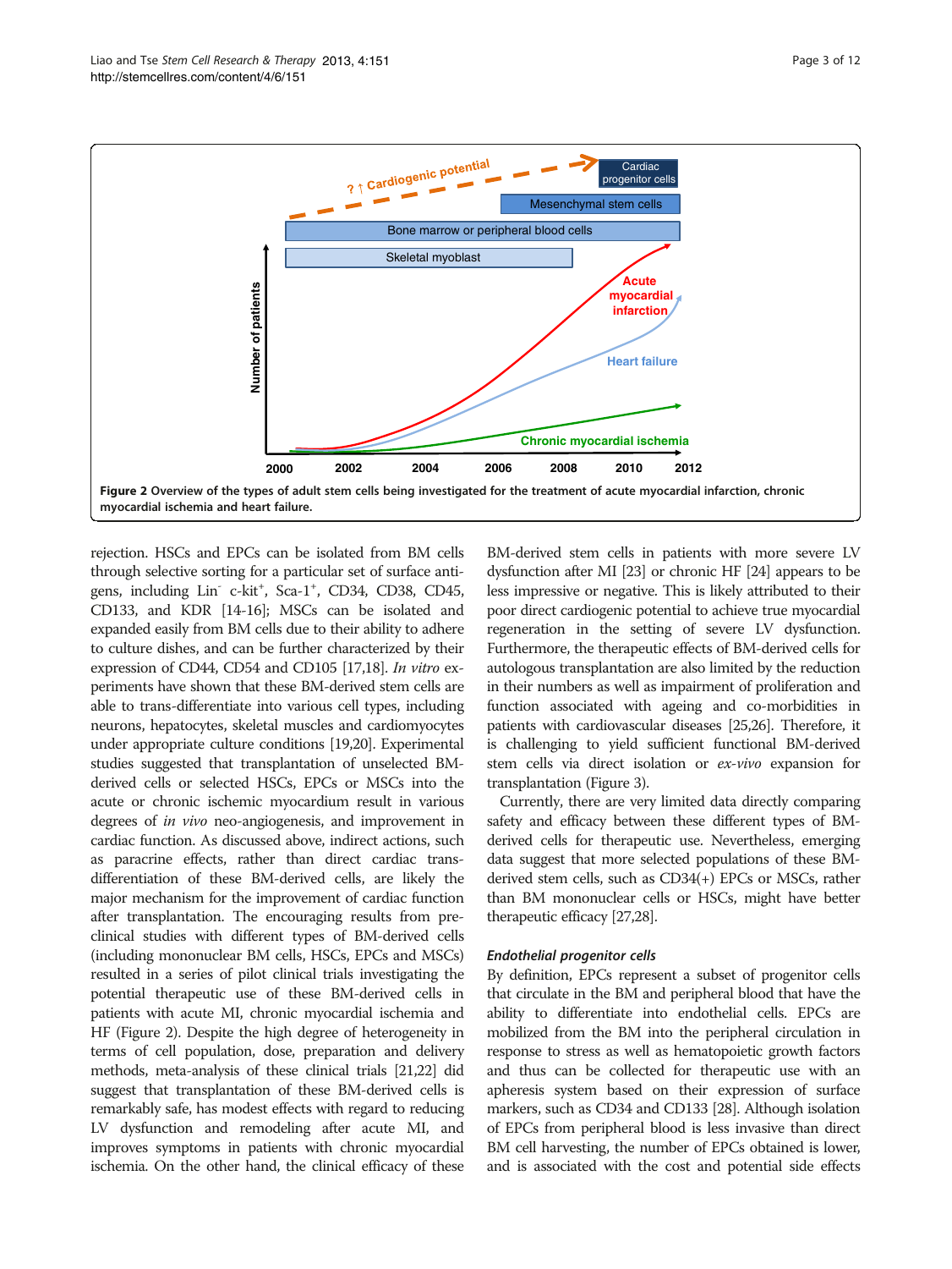**Figure 2 Overview of the types of adult stem cells being investigated for the treatment of acute myocardial infarction, chronic myocardial ischemia and heart failure.**

rejection. HSCs and EPCs can be isolated from BM cells through selective sorting for a particular set of surface antigens, including $Lin^-$ $c\text{-}kit^+$, $Sca\text{-}1^+$, CD34, CD38, CD45, CD133, and KDR [14-16]; MSCs can be isolated and expanded easily from BM cells due to their ability to adhere to culture dishes, and can be further characterized by their expression of CD44, CD54 and CD105 [17,18]. *In vitro* experiments have shown that these BM-derived stem cells are able to trans-differentiate into various cell types, including neurons, hepatocytes, skeletal muscles and cardiomyocytes under appropriate culture conditions [19,20]. Experimental studies suggested that transplantation of unselected BM-derived cells or selected HSCs, EPCs or MSCs into the acute or chronic ischemic myocardium result in various degrees of *in vivo* neo-angiogenesis, and improvement in cardiac function. As discussed above, indirect actions, such as paracrine effects, rather than direct cardiac trans-differentiation of these BM-derived cells, are likely the major mechanism for the improvement of cardiac function after transplantation. The encouraging results from pre-clinical studies with different types of BM-derived cells (including mononuclear BM cells, HSCs, EPCs and MSCs) resulted in a series of pilot clinical trials investigating the potential therapeutic use of these BM-derived cells in patients with acute MI, chronic myocardial ischemia and HF (Figure 2). Despite the high degree of heterogeneity in terms of cell population, dose, preparation and delivery methods, meta-analysis of these clinical trials [21,22] did suggest that transplantation of these BM-derived cells is remarkably safe, has modest effects with regard to reducing LV dysfunction and remodeling after acute MI, and improves symptoms in patients with chronic myocardial ischemia. On the other hand, the clinical efficacy of these BM-derived stem cells in patients with more severe LV dysfunction after MI [23] or chronic HF [24] appears to be less impressive or negative. This is likely attributed to their poor direct cardiogenic potential to achieve true myocardial regeneration in the setting of severe LV dysfunction. Furthermore, the therapeutic effects of BM-derived cells for autologous transplantation are also limited by the reduction in their numbers as well as impairment of proliferation and function associated with ageing and co-morbidities in patients with cardiovascular diseases [25,26]. Therefore, it is challenging to yield sufficient functional BM-derived stem cells via direct isolation or *ex-vivo* expansion for transplantation (Figure 3).

Currently, there are very limited data directly comparing safety and efficacy between these different types of BM-derived cells for therapeutic use. Nevertheless, emerging data suggest that more selected populations of these BM-derived stem cells, such as CD34(+) EPCs or MSCs, rather than BM mononuclear cells or HSCs, might have better therapeutic efficacy [27,28].

#### Endothelial progenitor cells

By definition, EPCs represent a subset of progenitor cells that circulate in the BM and peripheral blood that have the ability to differentiate into endothelial cells. EPCs are mobilized from the BM into the peripheral circulation in response to stress as well as hematopoietic growth factors and thus can be collected for therapeutic use with an apheresis system based on their expression of surface markers, such as CD34 and CD133 [28]. Although isolation of EPCs from peripheral blood is less invasive than direct BM cell harvesting, the number of EPCs obtained is lower, and is associated with the cost and potential side effects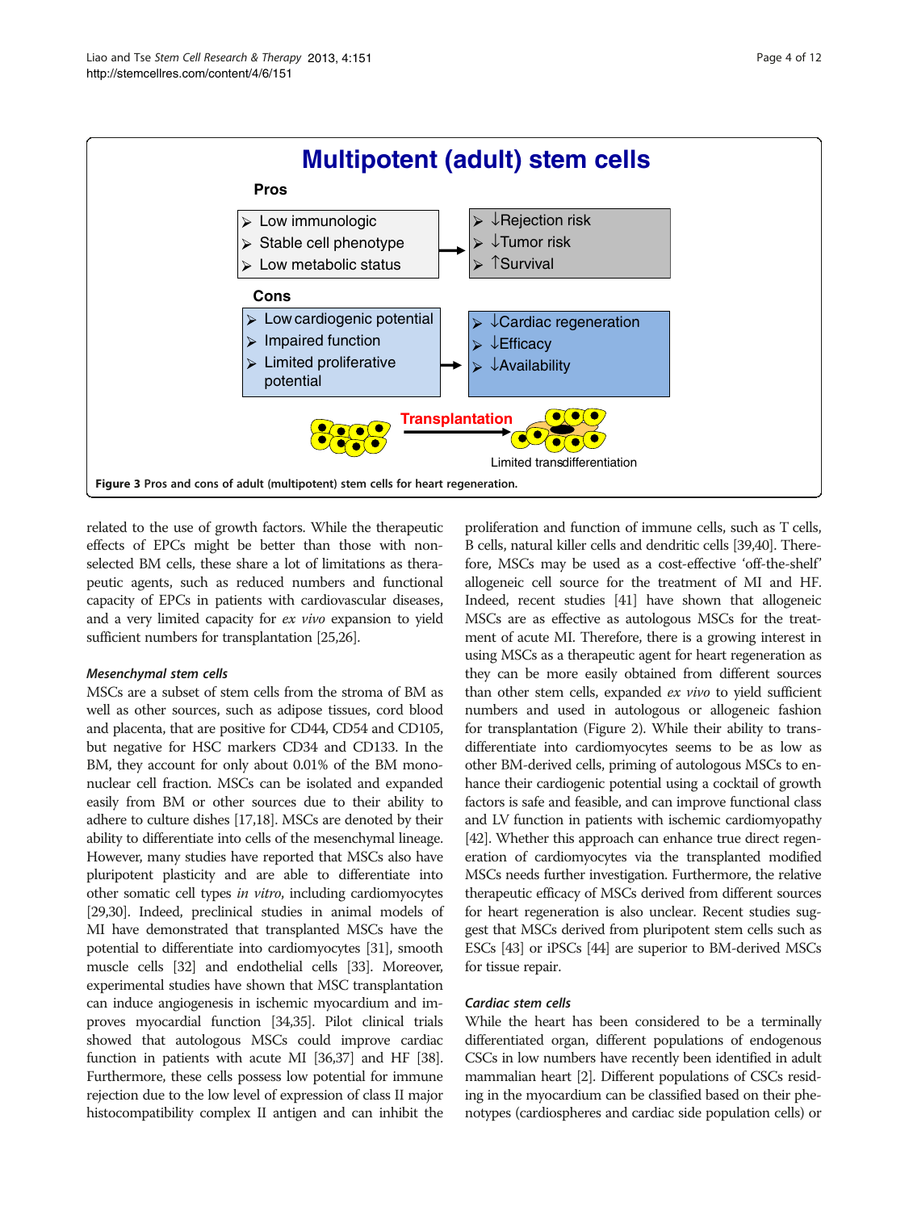**Multipotent (adult) stem cells**

**Pros**

- Low immunologic
- Stable cell phenotype
- Low metabolic status

→

- ↓Rejection risk
- ↓Tumor risk
- ↑Survival

**Cons**

- Low cardiogenic potential
- Impaired function
- Limited proliferative potential

→

- ↓Cardiac regeneration
- ↓Efficacy
- ↓Availability

Transplantation → Limited transdifferentiation

**Figure 3** Pros and cons of adult (multipotent) stem cells for heart regeneration.

related to the use of growth factors. While the therapeutic effects of EPCs might be better than those with non-selected BM cells, these share a lot of limitations as therapeutic agents, such as reduced numbers and functional capacity of EPCs in patients with cardiovascular diseases, and a very limited capacity for *ex vivo* expansion to yield sufficient numbers for transplantation [25,26].

### *Mesenchymal stem cells*

MSCs are a subset of stem cells from the stroma of BM as well as other sources, such as adipose tissues, cord blood and placenta, that are positive for CD44, CD54 and CD105, but negative for HSC markers CD34 and CD133. In the BM, they account for only about 0.01% of the BM mononuclear cell fraction. MSCs can be isolated and expanded easily from BM or other sources due to their ability to adhere to culture dishes [17,18]. MSCs are denoted by their ability to differentiate into cells of the mesenchymal lineage. However, many studies have reported that MSCs also have pluripotent plasticity and are able to differentiate into other somatic cell types *in vitro*, including cardiomyocytes [29,30]. Indeed, preclinical studies in animal models of MI have demonstrated that transplanted MSCs have the potential to differentiate into cardiomyocytes [31], smooth muscle cells [32] and endothelial cells [33]. Moreover, experimental studies have shown that MSC transplantation can induce angiogenesis in ischemic myocardium and improves myocardial function [34,35]. Pilot clinical trials showed that autologous MSCs could improve cardiac function in patients with acute MI [36,37] and HF [38]. Furthermore, these cells possess low potential for immune rejection due to the low level of expression of class II major histocompatibility complex II antigen and can inhibit the proliferation and function of immune cells, such as T cells, B cells, natural killer cells and dendritic cells [39,40]. Therefore, MSCs may be used as a cost-effective 'off-the-shelf' allogeneic cell source for the treatment of MI and HF. Indeed, recent studies [41] have shown that allogeneic MSCs are as effective as autologous MSCs for the treatment of acute MI. Therefore, there is a growing interest in using MSCs as a therapeutic agent for heart regeneration as they can be more easily obtained from different sources than other stem cells, expanded *ex vivo* to yield sufficient numbers and used in autologous or allogeneic fashion for transplantation (Figure 2). While their ability to transdifferentiate into cardiomyocytes seems to be as low as other BM-derived cells, priming of autologous MSCs to enhance their cardiogenic potential using a cocktail of growth factors is safe and feasible, and can improve functional class and LV function in patients with ischemic cardiomyopathy [42]. Whether this approach can enhance true direct regeneration of cardiomyocytes via the transplanted modified MSCs needs further investigation. Furthermore, the relative therapeutic efficacy of MSCs derived from different sources for heart regeneration is also unclear. Recent studies suggest that MSCs derived from pluripotent stem cells such as ESCs [43] or iPSCs [44] are superior to BM-derived MSCs for tissue repair.

### *Cardiac stem cells*

While the heart has been considered to be a terminally differentiated organ, different populations of endogenous CSCs in low numbers have recently been identified in adult mammalian heart [2]. Different populations of CSCs residing in the myocardium can be classified based on their phenotypes (cardiospheres and cardiac side population cells) or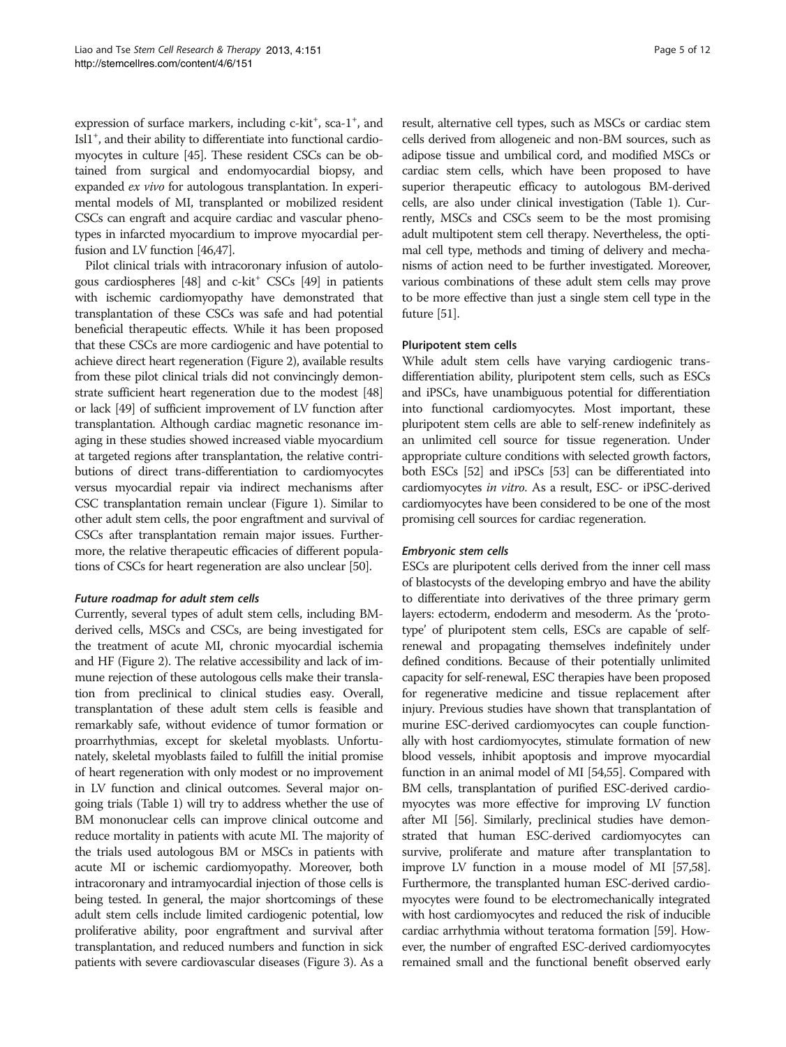expression of surface markers, including c-kit$^+$, sca-1$^+$, and Isl1$^+$, and their ability to differentiate into functional cardiomyocytes in culture [45]. These resident CSCs can be obtained from surgical and endomyocardial biopsy, and expanded *ex vivo* for autologous transplantation. In experimental models of MI, transplanted or mobilized resident CSCs can engraft and acquire cardiac and vascular phenotypes in infarcted myocardium to improve myocardial perfusion and LV function [46,47].

Pilot clinical trials with intracoronary infusion of autologous cardiospheres [48] and c-kit$^+$ CSCs [49] in patients with ischemic cardiomyopathy have demonstrated that transplantation of these CSCs was safe and had potential beneficial therapeutic effects. While it has been proposed that these CSCs are more cardiogenic and have potential to achieve direct heart regeneration (Figure 2), available results from these pilot clinical trials did not convincingly demonstrate sufficient heart regeneration due to the modest [48] or lack [49] of sufficient improvement of LV function after transplantation. Although cardiac magnetic resonance imaging in these studies showed increased viable myocardium at targeted regions after transplantation, the relative contributions of direct trans-differentiation to cardiomyocytes versus myocardial repair via indirect mechanisms after CSC transplantation remain unclear (Figure 1). Similar to other adult stem cells, the poor engraftment and survival of CSCs after transplantation remain major issues. Furthermore, the relative therapeutic efficacies of different populations of CSCs for heart regeneration are also unclear [50].

#### *Future roadmap for adult stem cells*

Currently, several types of adult stem cells, including BM-derived cells, MSCs and CSCs, are being investigated for the treatment of acute MI, chronic myocardial ischemia and HF (Figure 2). The relative accessibility and lack of immune rejection of these autologous cells make their translation from preclinical to clinical studies easy. Overall, transplantation of these adult stem cells is feasible and remarkably safe, without evidence of tumor formation or proarrhythmias, except for skeletal myoblasts. Unfortunately, skeletal myoblasts failed to fulfill the initial promise of heart regeneration with only modest or no improvement in LV function and clinical outcomes. Several major ongoing trials (Table 1) will try to address whether the use of BM mononuclear cells can improve clinical outcome and reduce mortality in patients with acute MI. The majority of the trials used autologous BM or MSCs in patients with acute MI or ischemic cardiomyopathy. Moreover, both intracoronary and intramyocardial injection of those cells is being tested. In general, the major shortcomings of these adult stem cells include limited cardiogenic potential, low proliferative ability, poor engraftment and survival after transplantation, and reduced numbers and function in sick patients with severe cardiovascular diseases (Figure 3). As a result, alternative cell types, such as MSCs or cardiac stem cells derived from allogeneic and non-BM sources, such as adipose tissue and umbilical cord, and modified MSCs or cardiac stem cells, which have been proposed to have superior therapeutic efficacy to autologous BM-derived cells, are also under clinical investigation (Table 1). Currently, MSCs and CSCs seem to be the most promising adult multipotent stem cell therapy. Nevertheless, the optimal cell type, methods and timing of delivery and mechanisms of action need to be further investigated. Moreover, various combinations of these adult stem cells may prove to be more effective than just a single stem cell type in the future [51].

### Pluripotent stem cells

While adult stem cells have varying cardiogenic trans-differentiation ability, pluripotent stem cells, such as ESCs and iPSCs, have unambiguous potential for differentiation into functional cardiomyocytes. Most important, these pluripotent stem cells are able to self-renew indefinitely as an unlimited cell source for tissue regeneration. Under appropriate culture conditions with selected growth factors, both ESCs [52] and iPSCs [53] can be differentiated into cardiomyocytes *in vitro*. As a result, ESC- or iPSC-derived cardiomyocytes have been considered to be one of the most promising cell sources for cardiac regeneration.

#### *Embryonic stem cells*

ESCs are pluripotent cells derived from the inner cell mass of blastocysts of the developing embryo and have the ability to differentiate into derivatives of the three primary germ layers: ectoderm, endoderm and mesoderm. As the 'prototype' of pluripotent stem cells, ESCs are capable of self-renewal and propagating themselves indefinitely under defined conditions. Because of their potentially unlimited capacity for self-renewal, ESC therapies have been proposed for regenerative medicine and tissue replacement after injury. Previous studies have shown that transplantation of murine ESC-derived cardiomyocytes can couple functionally with host cardiomyocytes, stimulate formation of new blood vessels, inhibit apoptosis and improve myocardial function in an animal model of MI [54,55]. Compared with BM cells, transplantation of purified ESC-derived cardiomyocytes was more effective for improving LV function after MI [56]. Similarly, preclinical studies have demonstrated that human ESC-derived cardiomyocytes can survive, proliferate and mature after transplantation to improve LV function in a mouse model of MI [57,58]. Furthermore, the transplanted human ESC-derived cardiomyocytes were found to be electromechanically integrated with host cardiomyocytes and reduced the risk of inducible cardiac arrhythmia without teratoma formation [59]. However, the number of engrafted ESC-derived cardiomyocytes remained small and the functional benefit observed early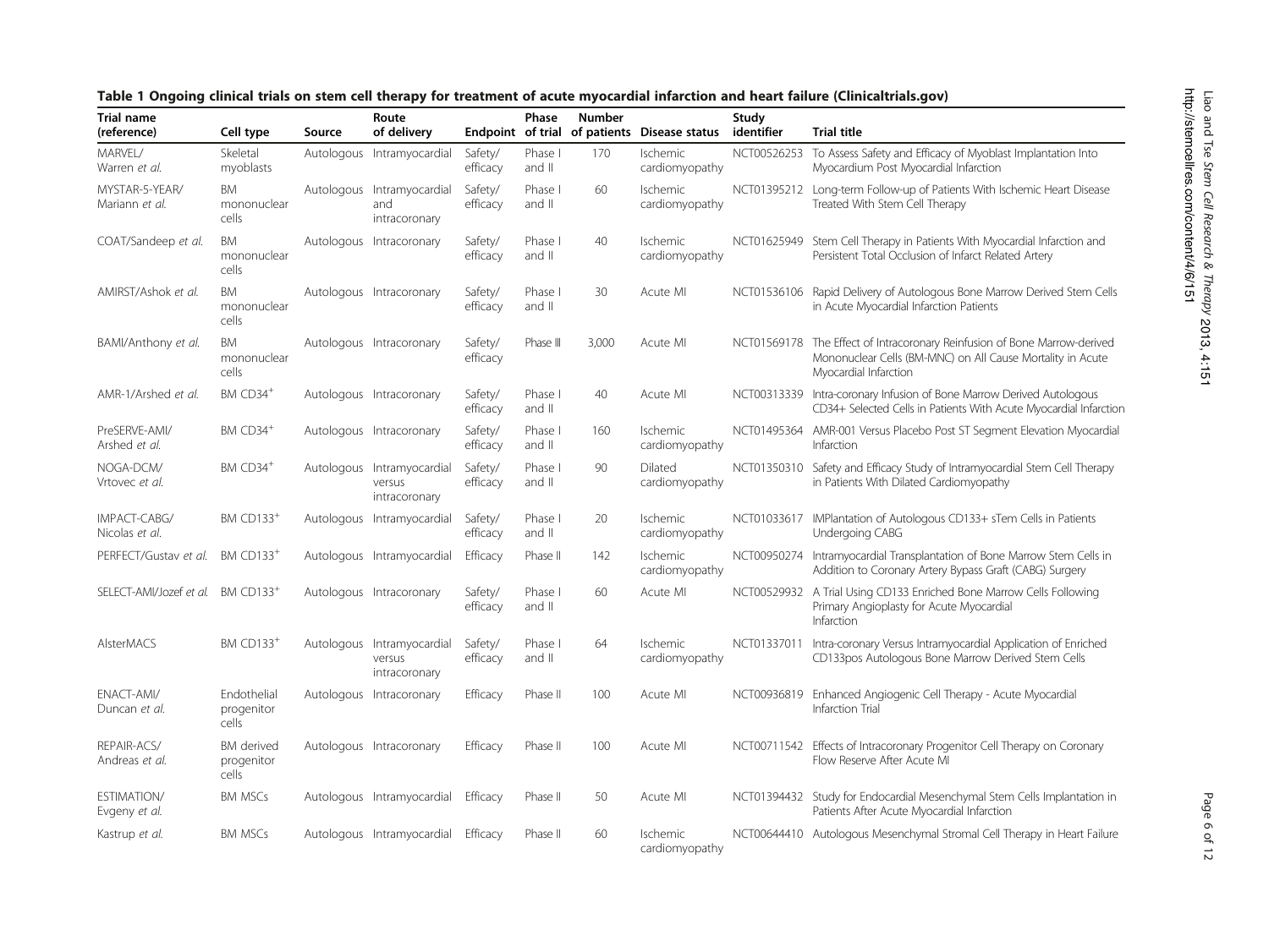**Table 1 Ongoing clinical trials on stem cell therapy for treatment of acute myocardial infarction and heart failure (Clinicaltrials.gov)**

| Trial name (reference) | Cell type | Source | Route of delivery | Endpoint | Phase of trial | Number of patients | Disease status | Study identifier | Trial title |
|---|---|---|---|---|---|---|---|---|---|
| MARVEL/ Warren *et al.* | Skeletal myoblasts | Autologous | Intramyocardial | Safety/ efficacy | Phase I and II | 170 | Ischemic cardiomyopathy | NCT00526253 | To Assess Safety and Efficacy of Myoblast Implantation Into Myocardium Post Myocardial Infarction |
| MYSTAR-5-YEAR/ Mariann *et al.* | BM mononuclear cells | Autologous | Intramyocardial and intracoronary | Safety/ efficacy | Phase I and II | 60 | Ischemic cardiomyopathy | NCT01395212 | Long-term Follow-up of Patients With Ischemic Heart Disease Treated With Stem Cell Therapy |
| COAT/Sandeep *et al.* | BM mononuclear cells | Autologous | Intracoronary | Safety/ efficacy | Phase I and II | 40 | Ischemic cardiomyopathy | NCT01625949 | Stem Cell Therapy in Patients With Myocardial Infarction and Persistent Total Occlusion of Infarct Related Artery |
| AMIRST/Ashok *et al.* | BM mononuclear cells | Autologous | Intracoronary | Safety/ efficacy | Phase I and II | 30 | Acute MI | NCT01536106 | Rapid Delivery of Autologous Bone Marrow Derived Stem Cells in Acute Myocardial Infarction Patients |
| BAMI/Anthony *et al.* | BM mononuclear cells | Autologous | Intracoronary | Safety/ efficacy | Phase III | 3,000 | Acute MI | NCT01569178 | The Effect of Intracoronary Reinfusion of Bone Marrow-derived Mononuclear Cells (BM-MNC) on All Cause Mortality in Acute Myocardial Infarction |
| AMR-1/Arshed *et al.* | BM $CD34^+$ | Autologous | Intracoronary | Safety/ efficacy | Phase I and II | 40 | Acute MI | NCT00313339 | Intra-coronary Infusion of Bone Marrow Derived Autologous CD34+ Selected Cells in Patients With Acute Myocardial Infarction |
| PreSERVE-AMI/ Arshed *et al.* | BM $CD34^+$ | Autologous | Intracoronary | Safety/ efficacy | Phase I and II | 160 | Ischemic cardiomyopathy | NCT01495364 | AMR-001 Versus Placebo Post ST Segment Elevation Myocardial Infarction |
| NOGA-DCM/ Vrtovec *et al.* | BM $CD34^+$ | Autologous | Intramyocardial versus intracoronary | Safety/ efficacy | Phase I and II | 90 | Dilated cardiomyopathy | NCT01350310 | Safety and Efficacy Study of Intramyocardial Stem Cell Therapy in Patients With Dilated Cardiomyopathy |
| IMPACT-CABG/ Nicolas *et al.* | BM $CD133^+$ | Autologous | Intramyocardial | Safety/ efficacy | Phase I and II | 20 | Ischemic cardiomyopathy | NCT01033617 | IMPlantation of Autologous CD133+ sTem Cells in Patients Undergoing CABG |
| PERFECT/Gustav *et al.* | BM $CD133^+$ | Autologous | Intramyocardial | Efficacy | Phase II | 142 | Ischemic cardiomyopathy | NCT00950274 | Intramyocardial Transplantation of Bone Marrow Stem Cells in Addition to Coronary Artery Bypass Graft (CABG) Surgery |
| SELECT-AMI/Jozef *et al.* | BM $CD133^+$ | Autologous | Intracoronary | Safety/ efficacy | Phase I and II | 60 | Acute MI | NCT00529932 | A Trial Using CD133 Enriched Bone Marrow Cells Following Primary Angioplasty for Acute Myocardial Infarction |
| AlsterMACS | BM $CD133^+$ | Autologous | Intramyocardial versus intracoronary | Safety/ efficacy | Phase I and II | 64 | Ischemic cardiomyopathy | NCT01337011 | Intra-coronary Versus Intramyocardial Application of Enriched CD133pos Autologous Bone Marrow Derived Stem Cells |
| ENACT-AMI/ Duncan *et al.* | Endothelial progenitor cells | Autologous | Intracoronary | Efficacy | Phase II | 100 | Acute MI | NCT00936819 | Enhanced Angiogenic Cell Therapy - Acute Myocardial Infarction Trial |
| REPAIR-ACS/ Andreas *et al.* | BM derived progenitor cells | Autologous | Intracoronary | Efficacy | Phase II | 100 | Acute MI | NCT00711542 | Effects of Intracoronary Progenitor Cell Therapy on Coronary Flow Reserve After Acute MI |
| ESTIMATION/ Evgeny *et al.* | BM MSCs | Autologous | Intramyocardial | Efficacy | Phase II | 50 | Acute MI | NCT01394432 | Study for Endocardial Mesenchymal Stem Cells Implantation in Patients After Acute Myocardial Infarction |
| Kastrup *et al.* | BM MSCs | Autologous | Intramyocardial | Efficacy | Phase II | 60 | Ischemic cardiomyopathy | NCT00644410 | Autologous Mesenchymal Stromal Cell Therapy in Heart Failure |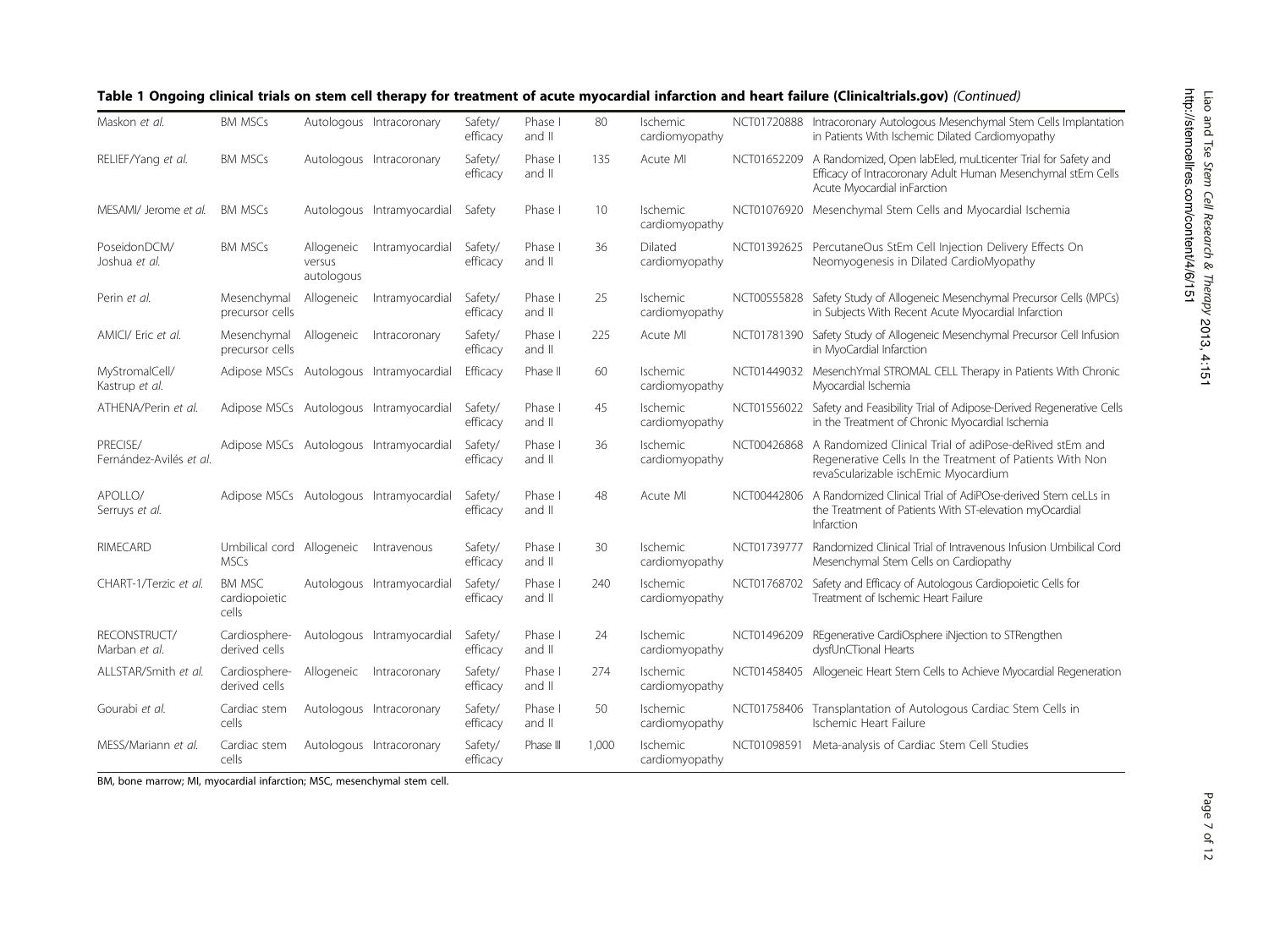**Table 1 Ongoing clinical trials on stem cell therapy for treatment of acute myocardial infarction and heart failure (Clinicaltrials.gov)** *(Continued)*

| | | | | | | | | | |
|---|---|---|---|---|---|---|---|---|---|
| Maskon *et al.* | BM MSCs | Autologous | Intracoronary | Safety/ efficacy | Phase I and II | 80 | Ischemic cardiomyopathy | NCT01720888 | Intracoronary Autologous Mesenchymal Stem Cells Implantation in Patients With Ischemic Dilated Cardiomyopathy |
| RELIEF/Yang *et al.* | BM MSCs | Autologous | Intracoronary | Safety/ efficacy | Phase I and II | 135 | Acute MI | NCT01652209 | A Randomized, Open labEled, muLticenter Trial for Safety and Efficacy of Intracoronary Adult Human Mesenchymal stEm Cells Acute Myocardial inFarction |
| MESAMI/ Jerome *et al.* | BM MSCs | Autologous | Intramyocardial | Safety | Phase I | 10 | Ischemic cardiomyopathy | NCT01076920 | Mesenchymal Stem Cells and Myocardial Ischemia |
| PoseidonDCM/ Joshua *et al.* | BM MSCs | Allogeneic versus autologous | Intramyocardial | Safety/ efficacy | Phase I and II | 36 | Dilated cardiomyopathy | NCT01392625 | PercutaneOus StEm Cell Injection Delivery Effects On Neomyogenesis in Dilated CardioMyopathy |
| Perin *et al.* | Mesenchymal precursor cells | Allogeneic | Intramyocardial | Safety/ efficacy | Phase I and II | 25 | Ischemic cardiomyopathy | NCT00555828 | Safety Study of Allogeneic Mesenchymal Precursor Cells (MPCs) in Subjects With Recent Acute Myocardial Infarction |
| AMICI/ Eric *et al.* | Mesenchymal precursor cells | Allogeneic | Intracoronary | Safety/ efficacy | Phase I and II | 225 | Acute MI | NCT01781390 | Safety Study of Allogeneic Mesenchymal Precursor Cell Infusion in MyoCardial Infarction |
| MyStromalCell/ Kastrup *et al.* | Adipose MSCs | Autologous | Intramyocardial | Efficacy | Phase II | 60 | Ischemic cardiomyopathy | NCT01449032 | MesenchYmal STROMAL CELL Therapy in Patients With Chronic Myocardial Ischemia |
| ATHENA/Perin *et al.* | Adipose MSCs | Autologous | Intramyocardial | Safety/ efficacy | Phase I and II | 45 | Ischemic cardiomyopathy | NCT01556022 | Safety and Feasibility Trial of Adipose-Derived Regenerative Cells in the Treatment of Chronic Myocardial Ischemia |
| PRECISE/ Fernández-Avilés *et al.* | Adipose MSCs | Autologous | Intramyocardial | Safety/ efficacy | Phase I and II | 36 | Ischemic cardiomyopathy | NCT00426868 | A Randomized Clinical Trial of adiPose-deRived stEm and Regenerative Cells In the Treatment of Patients With Non revaScularizable ischEmic Myocardium |
| APOLLO/ Serruys *et al.* | Adipose MSCs | Autologous | Intramyocardial | Safety/ efficacy | Phase I and II | 48 | Acute MI | NCT00442806 | A Randomized Clinical Trial of AdiPOse-derived Stem ceLLs in the Treatment of Patients With ST-elevation myOcardial Infarction |
| RIMECARD | Umbilical cord MSCs | Allogeneic | Intravenous | Safety/ efficacy | Phase I and II | 30 | Ischemic cardiomyopathy | NCT01739777 | Randomized Clinical Trial of Intravenous Infusion Umbilical Cord Mesenchymal Stem Cells on Cardiopathy |
| CHART-1/Terzic *et al.* | BM MSC cardiopoietic cells | Autologous | Intramyocardial | Safety/ efficacy | Phase I and II | 240 | Ischemic cardiomyopathy | NCT01768702 | Safety and Efficacy of Autologous Cardiopoietic Cells for Treatment of Ischemic Heart Failure |
| RECONSTRUCT/ Marban *et al.* | Cardiosphere-derived cells | Autologous | Intramyocardial | Safety/ efficacy | Phase I and II | 24 | Ischemic cardiomyopathy | NCT01496209 | REgenerative CardiOsphere iNjection to STRengthen dysfUnCTional Hearts |
| ALLSTAR/Smith *et al.* | Cardiosphere-derived cells | Allogeneic | Intracoronary | Safety/ efficacy | Phase I and II | 274 | Ischemic cardiomyopathy | NCT01458405 | Allogeneic Heart Stem Cells to Achieve Myocardial Regeneration |
| Gourabi *et al.* | Cardiac stem cells | Autologous | Intracoronary | Safety/ efficacy | Phase I and II | 50 | Ischemic cardiomyopathy | NCT01758406 | Transplantation of Autologous Cardiac Stem Cells in Ischemic Heart Failure |
| MESS/Mariann *et al.* | Cardiac stem cells | Autologous | Intracoronary | Safety/ efficacy | Phase III | 1,000 | Ischemic cardiomyopathy | NCT01098591 | Meta-analysis of Cardiac Stem Cell Studies |

BM, bone marrow; MI, myocardial infarction; MSC, mesenchymal stem cell.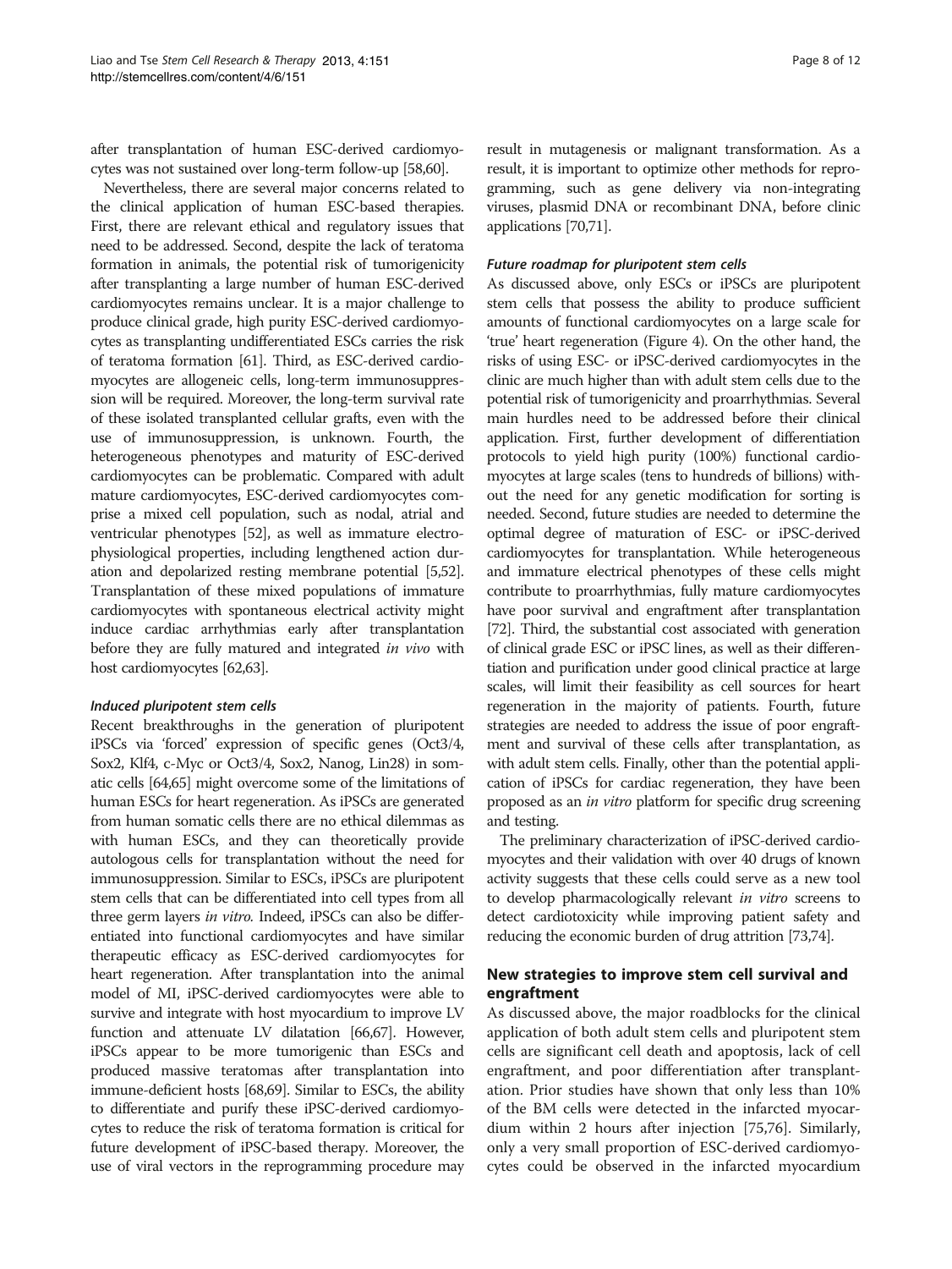after transplantation of human ESC-derived cardiomyocytes was not sustained over long-term follow-up [58,60].

Nevertheless, there are several major concerns related to the clinical application of human ESC-based therapies. First, there are relevant ethical and regulatory issues that need to be addressed. Second, despite the lack of teratoma formation in animals, the potential risk of tumorigenicity after transplanting a large number of human ESC-derived cardiomyocytes remains unclear. It is a major challenge to produce clinical grade, high purity ESC-derived cardiomyocytes as transplanting undifferentiated ESCs carries the risk of teratoma formation [61]. Third, as ESC-derived cardiomyocytes are allogeneic cells, long-term immunosuppression will be required. Moreover, the long-term survival rate of these isolated transplanted cellular grafts, even with the use of immunosuppression, is unknown. Fourth, the heterogeneous phenotypes and maturity of ESC-derived cardiomyocytes can be problematic. Compared with adult mature cardiomyocytes, ESC-derived cardiomyocytes comprise a mixed cell population, such as nodal, atrial and ventricular phenotypes [52], as well as immature electrophysiological properties, including lengthened action duration and depolarized resting membrane potential [5,52]. Transplantation of these mixed populations of immature cardiomyocytes with spontaneous electrical activity might induce cardiac arrhythmias early after transplantation before they are fully matured and integrated *in vivo* with host cardiomyocytes [62,63].

#### Induced pluripotent stem cells

Recent breakthroughs in the generation of pluripotent iPSCs via 'forced' expression of specific genes (Oct3/4, Sox2, Klf4, c-Myc or Oct3/4, Sox2, Nanog, Lin28) in somatic cells [64,65] might overcome some of the limitations of human ESCs for heart regeneration. As iPSCs are generated from human somatic cells there are no ethical dilemmas as with human ESCs, and they can theoretically provide autologous cells for transplantation without the need for immunosuppression. Similar to ESCs, iPSCs are pluripotent stem cells that can be differentiated into cell types from all three germ layers *in vitro.* Indeed, iPSCs can also be differentiated into functional cardiomyocytes and have similar therapeutic efficacy as ESC-derived cardiomyocytes for heart regeneration. After transplantation into the animal model of MI, iPSC-derived cardiomyocytes were able to survive and integrate with host myocardium to improve LV function and attenuate LV dilatation [66,67]. However, iPSCs appear to be more tumorigenic than ESCs and produced massive teratomas after transplantation into immune-deficient hosts [68,69]. Similar to ESCs, the ability to differentiate and purify these iPSC-derived cardiomyocytes to reduce the risk of teratoma formation is critical for future development of iPSC-based therapy. Moreover, the use of viral vectors in the reprogramming procedure may result in mutagenesis or malignant transformation. As a result, it is important to optimize other methods for reprogramming, such as gene delivery via non-integrating viruses, plasmid DNA or recombinant DNA, before clinic applications [70,71].

#### Future roadmap for pluripotent stem cells

As discussed above, only ESCs or iPSCs are pluripotent stem cells that possess the ability to produce sufficient amounts of functional cardiomyocytes on a large scale for 'true' heart regeneration (Figure 4). On the other hand, the risks of using ESC- or iPSC-derived cardiomyocytes in the clinic are much higher than with adult stem cells due to the potential risk of tumorigenicity and proarrhythmias. Several main hurdles need to be addressed before their clinical application. First, further development of differentiation protocols to yield high purity (100%) functional cardiomyocytes at large scales (tens to hundreds of billions) without the need for any genetic modification for sorting is needed. Second, future studies are needed to determine the optimal degree of maturation of ESC- or iPSC-derived cardiomyocytes for transplantation. While heterogeneous and immature electrical phenotypes of these cells might contribute to proarrhythmias, fully mature cardiomyocytes have poor survival and engraftment after transplantation [72]. Third, the substantial cost associated with generation of clinical grade ESC or iPSC lines, as well as their differentiation and purification under good clinical practice at large scales, will limit their feasibility as cell sources for heart regeneration in the majority of patients. Fourth, future strategies are needed to address the issue of poor engraftment and survival of these cells after transplantation, as with adult stem cells. Finally, other than the potential application of iPSCs for cardiac regeneration, they have been proposed as an *in vitro* platform for specific drug screening and testing.

The preliminary characterization of iPSC-derived cardiomyocytes and their validation with over 40 drugs of known activity suggests that these cells could serve as a new tool to develop pharmacologically relevant *in vitro* screens to detect cardiotoxicity while improving patient safety and reducing the economic burden of drug attrition [73,74].

## New strategies to improve stem cell survival and engraftment

As discussed above, the major roadblocks for the clinical application of both adult stem cells and pluripotent stem cells are significant cell death and apoptosis, lack of cell engraftment, and poor differentiation after transplantation. Prior studies have shown that only less than 10% of the BM cells were detected in the infarcted myocardium within 2 hours after injection [75,76]. Similarly, only a very small proportion of ESC-derived cardiomyocytes could be observed in the infarcted myocardium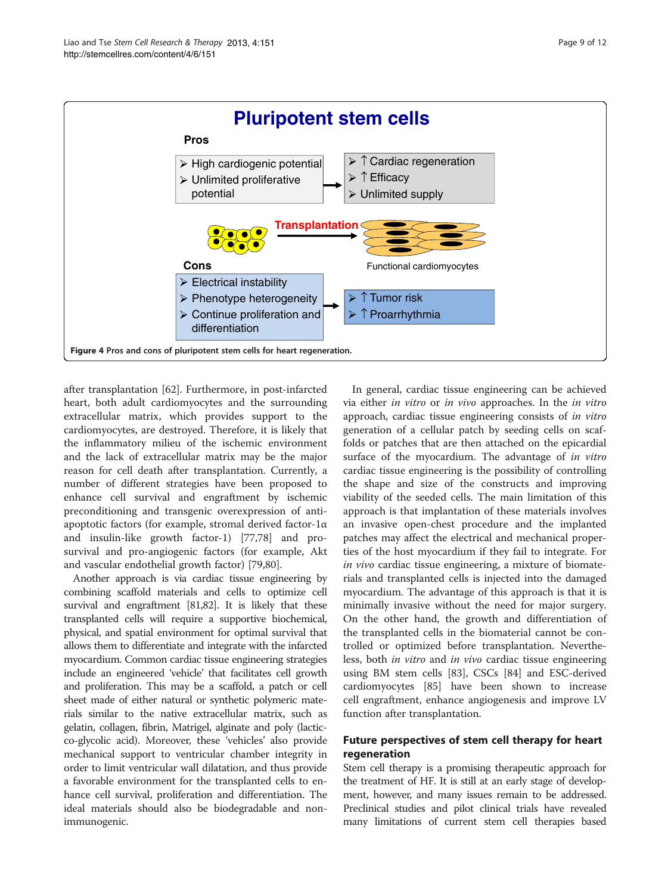**Figure 4** Pros and cons of pluripotent stem cells for heart regeneration.

after transplantation [62]. Furthermore, in post-infarcted heart, both adult cardiomyocytes and the surrounding extracellular matrix, which provides support to the cardiomyocytes, are destroyed. Therefore, it is likely that the inflammatory milieu of the ischemic environment and the lack of extracellular matrix may be the major reason for cell death after transplantation. Currently, a number of different strategies have been proposed to enhance cell survival and engraftment by ischemic preconditioning and transgenic overexpression of anti-apoptotic factors (for example, stromal derived factor-1α and insulin-like growth factor-1) [77,78] and pro-survival and pro-angiogenic factors (for example, Akt and vascular endothelial growth factor) [79,80].

Another approach is via cardiac tissue engineering by combining scaffold materials and cells to optimize cell survival and engraftment [81,82]. It is likely that these transplanted cells will require a supportive biochemical, physical, and spatial environment for optimal survival that allows them to differentiate and integrate with the infarcted myocardium. Common cardiac tissue engineering strategies include an engineered 'vehicle' that facilitates cell growth and proliferation. This may be a scaffold, a patch or cell sheet made of either natural or synthetic polymeric materials similar to the native extracellular matrix, such as gelatin, collagen, fibrin, Matrigel, alginate and poly (lactic-co-glycolic acid). Moreover, these 'vehicles' also provide mechanical support to ventricular chamber integrity in order to limit ventricular wall dilatation, and thus provide a favorable environment for the transplanted cells to enhance cell survival, proliferation and differentiation. The ideal materials should also be biodegradable and non-immunogenic.

In general, cardiac tissue engineering can be achieved via either *in vitro* or *in vivo* approaches. In the *in vitro* approach, cardiac tissue engineering consists of *in vitro* generation of a cellular patch by seeding cells on scaffolds or patches that are then attached on the epicardial surface of the myocardium. The advantage of *in vitro* cardiac tissue engineering is the possibility of controlling the shape and size of the constructs and improving viability of the seeded cells. The main limitation of this approach is that implantation of these materials involves an invasive open-chest procedure and the implanted patches may affect the electrical and mechanical properties of the host myocardium if they fail to integrate. For *in vivo* cardiac tissue engineering, a mixture of biomaterials and transplanted cells is injected into the damaged myocardium. The advantage of this approach is that it is minimally invasive without the need for major surgery. On the other hand, the growth and differentiation of the transplanted cells in the biomaterial cannot be controlled or optimized before transplantation. Nevertheless, both *in vitro* and *in vivo* cardiac tissue engineering using BM stem cells [83], CSCs [84] and ESC-derived cardiomyocytes [85] have been shown to increase cell engraftment, enhance angiogenesis and improve LV function after transplantation.

## Future perspectives of stem cell therapy for heart regeneration

Stem cell therapy is a promising therapeutic approach for the treatment of HF. It is still at an early stage of development, however, and many issues remain to be addressed. Preclinical studies and pilot clinical trials have revealed many limitations of current stem cell therapies based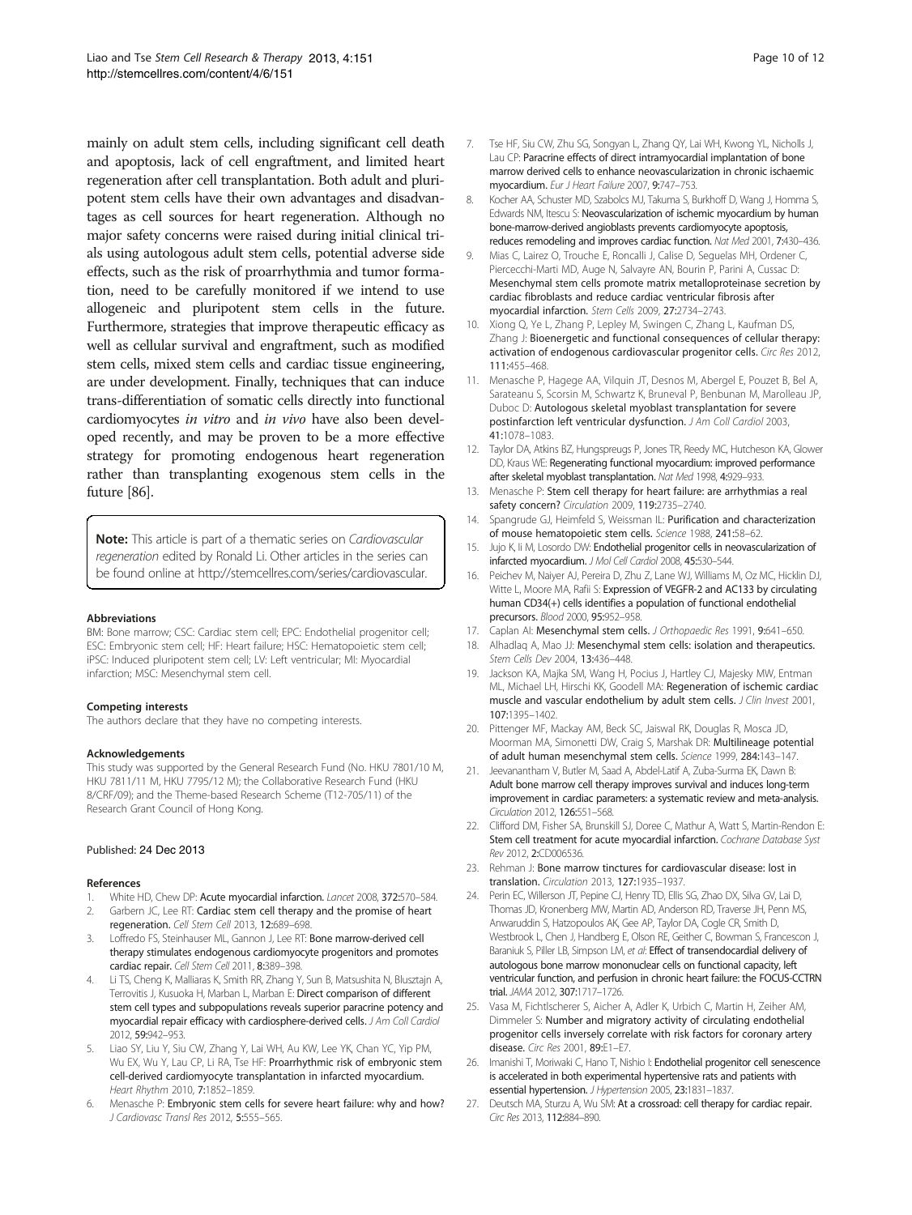mainly on adult stem cells, including significant cell death and apoptosis, lack of cell engraftment, and limited heart regeneration after cell transplantation. Both adult and pluripotent stem cells have their own advantages and disadvantages as cell sources for heart regeneration. Although no major safety concerns were raised during initial clinical trials using autologous adult stem cells, potential adverse side effects, such as the risk of proarrhythmia and tumor formation, need to be carefully monitored if we intend to use allogeneic and pluripotent stem cells in the future. Furthermore, strategies that improve therapeutic efficacy as well as cellular survival and engraftment, such as modified stem cells, mixed stem cells and cardiac tissue engineering, are under development. Finally, techniques that can induce trans-differentiation of somatic cells directly into functional cardiomyocytes *in vitro* and *in vivo* have also been developed recently, and may be proven to be a more effective strategy for promoting endogenous heart regeneration rather than transplanting exogenous stem cells in the future [86].

> **Note:** This article is part of a thematic series on *Cardiovascular regeneration* edited by Ronald Li. Other articles in the series can be found online at http://stemcellres.com/series/cardiovascular.

#### Abbreviations

BM: Bone marrow; CSC: Cardiac stem cell; EPC: Endothelial progenitor cell; ESC: Embryonic stem cell; HF: Heart failure; HSC: Hematopoietic stem cell; iPSC: Induced pluripotent stem cell; LV: Left ventricular; MI: Myocardial infarction; MSC: Mesenchymal stem cell.

#### Competing interests

The authors declare that they have no competing interests.

#### Acknowledgements

This study was supported by the General Research Fund (No. HKU 7801/10 M, HKU 7811/11 M, HKU 7795/12 M); the Collaborative Research Fund (HKU 8/CRF/09); and the Theme-based Research Scheme (T12-705/11) of the Research Grant Council of Hong Kong.

Published: 24 Dec 2013

#### References

1. White HD, Chew DP: **Acute myocardial infarction.** *Lancet* 2008, **372:**570–584.
2. Garbern JC, Lee RT: **Cardiac stem cell therapy and the promise of heart regeneration.** *Cell Stem Cell* 2013, **12:**689–698.
3. Loffredo FS, Steinhauser ML, Gannon J, Lee RT: **Bone marrow-derived cell therapy stimulates endogenous cardiomyocyte progenitors and promotes cardiac repair.** *Cell Stem Cell* 2011, **8:**389–398.
4. Li TS, Cheng K, Malliaras K, Smith RR, Zhang Y, Sun B, Matsushita N, Blusztajn A, Terrovitis J, Kusuoka H, Marban L, Marban E: **Direct comparison of different stem cell types and subpopulations reveals superior paracrine potency and myocardial repair efficacy with cardiosphere-derived cells.** *J Am Coll Cardiol* 2012, **59:**942–953.
5. Liao SY, Liu Y, Siu CW, Zhang Y, Lai WH, Au KW, Lee YK, Chan YC, Yip PM, Wu EX, Wu Y, Lau CP, Li RA, Tse HF: **Proarrhythmic risk of embryonic stem cell-derived cardiomyocyte transplantation in infarcted myocardium.** *Heart Rhythm* 2010, **7:**1852–1859.
6. Menasche P: **Embryonic stem cells for severe heart failure: why and how?** *J Cardiovasc Transl Res* 2012, **5:**555–565.
7. Tse HF, Siu CW, Zhu SG, Songyan L, Zhang QY, Lai WH, Kwong YL, Nicholls J, Lau CP: **Paracrine effects of direct intramyocardial implantation of bone marrow derived cells to enhance neovascularization in chronic ischaemic myocardium.** *Eur J Heart Failure* 2007, **9:**747–753.
8. Kocher AA, Schuster MD, Szabolcs MJ, Takuma S, Burkhoff D, Wang J, Homma S, Edwards NM, Itescu S: **Neovascularization of ischemic myocardium by human bone-marrow-derived angioblasts prevents cardiomyocyte apoptosis, reduces remodeling and improves cardiac function.** *Nat Med* 2001, **7:**430–436.
9. Mias C, Lairez O, Trouche E, Roncalli J, Calise D, Seguelas MH, Ordener C, Piercecchi-Marti MD, Auge N, Salvayre AN, Bourin P, Parini A, Cussac D: **Mesenchymal stem cells promote matrix metalloproteinase secretion by cardiac fibroblasts and reduce cardiac ventricular fibrosis after myocardial infarction.** *Stem Cells* 2009, **27:**2734–2743.
10. Xiong Q, Ye L, Zhang P, Lepley M, Swingen C, Zhang L, Kaufman DS, Zhang J: **Bioenergetic and functional consequences of cellular therapy: activation of endogenous cardiovascular progenitor cells.** *Circ Res* 2012, **111:**455–468.
11. Menasche P, Hagege AA, Vilquin JT, Desnos M, Abergel E, Pouzet B, Bel A, Sarateanu S, Scorsin M, Schwartz K, Bruneval P, Benbunan M, Marolleau JP, Duboc D: **Autologous skeletal myoblast transplantation for severe postinfarction left ventricular dysfunction.** *J Am Coll Cardiol* 2003, **41:**1078–1083.
12. Taylor DA, Atkins BZ, Hungspreugs P, Jones TR, Reedy MC, Hutcheson KA, Glower DD, Kraus WE: **Regenerating functional myocardium: improved performance after skeletal myoblast transplantation.** *Nat Med* 1998, **4:**929–933.
13. Menasche P: **Stem cell therapy for heart failure: are arrhythmias a real safety concern?** *Circulation* 2009, **119:**2735–2740.
14. Spangrude GJ, Heimfeld S, Weissman IL: **Purification and characterization of mouse hematopoietic stem cells.** *Science* 1988, **241:**58–62.
15. Jujo K, Ii M, Losordo DW: **Endothelial progenitor cells in neovascularization of infarcted myocardium.** *J Mol Cell Cardiol* 2008, **45:**530–544.
16. Peichev M, Naiyer AJ, Pereira D, Zhu Z, Lane WJ, Williams M, Oz MC, Hicklin DJ, Witte L, Moore MA, Rafii S: **Expression of VEGFR-2 and AC133 by circulating human CD34(+) cells identifies a population of functional endothelial precursors.** *Blood* 2000, **95:**952–958.
17. Caplan AI: **Mesenchymal stem cells.** *J Orthopaedic Res* 1991, **9:**641–650.
18. Alhadlaq A, Mao JJ: **Mesenchymal stem cells: isolation and therapeutics.** *Stem Cells Dev* 2004, **13:**436–448.
19. Jackson KA, Majka SM, Wang H, Pocius J, Hartley CJ, Majesky MW, Entman ML, Michael LH, Hirschi KK, Goodell MA: **Regeneration of ischemic cardiac muscle and vascular endothelium by adult stem cells.** *J Clin Invest* 2001, **107:**1395–1402.
20. Pittenger MF, Mackay AM, Beck SC, Jaiswal RK, Douglas R, Mosca JD, Moorman MA, Simonetti DW, Craig S, Marshak DR: **Multilineage potential of adult human mesenchymal stem cells.** *Science* 1999, **284:**143–147.
21. Jeevanantham V, Butler M, Saad A, Abdel-Latif A, Zuba-Surma EK, Dawn B: **Adult bone marrow cell therapy improves survival and induces long-term improvement in cardiac parameters: a systematic review and meta-analysis.** *Circulation* 2012, **126:**551–568.
22. Clifford DM, Fisher SA, Brunskill SJ, Doree C, Mathur A, Watt S, Martin-Rendon E: **Stem cell treatment for acute myocardial infarction.** *Cochrane Database Syst Rev* 2012, **2:**CD006536.
23. Rehman J: **Bone marrow tinctures for cardiovascular disease: lost in translation.** *Circulation* 2013, **127:**1935–1937.
24. Perin EC, Willerson JT, Pepine CJ, Henry TD, Ellis SG, Zhao DX, Silva GV, Lai D, Thomas JD, Kronenberg MW, Martin AD, Anderson RD, Traverse JH, Penn MS, Anwaruddin S, Hatzopoulos AK, Gee AP, Taylor DA, Cogle CR, Smith D, Westbrook L, Chen J, Handberg E, Olson RE, Geither C, Bowman S, Francescon J, Baraniuk S, Piller LB, Simpson LM, *et al*: **Effect of transendocardial delivery of autologous bone marrow mononuclear cells on functional capacity, left ventricular function, and perfusion in chronic heart failure: the FOCUS-CCTRN trial.** *JAMA* 2012, **307:**1717–1726.
25. Vasa M, Fichtlscherer S, Aicher A, Adler K, Urbich C, Martin H, Zeiher AM, Dimmeler S: **Number and migratory activity of circulating endothelial progenitor cells inversely correlate with risk factors for coronary artery disease.** *Circ Res* 2001, **89:**E1–E7.
26. Imanishi T, Moriwaki C, Hano T, Nishio I: **Endothelial progenitor cell senescence is accelerated in both experimental hypertensive rats and patients with essential hypertension.** *J Hypertension* 2005, **23:**1831–1837.
27. Deutsch MA, Sturzu A, Wu SM: **At a crossroad: cell therapy for cardiac repair.** *Circ Res* 2013, **112:**884–890.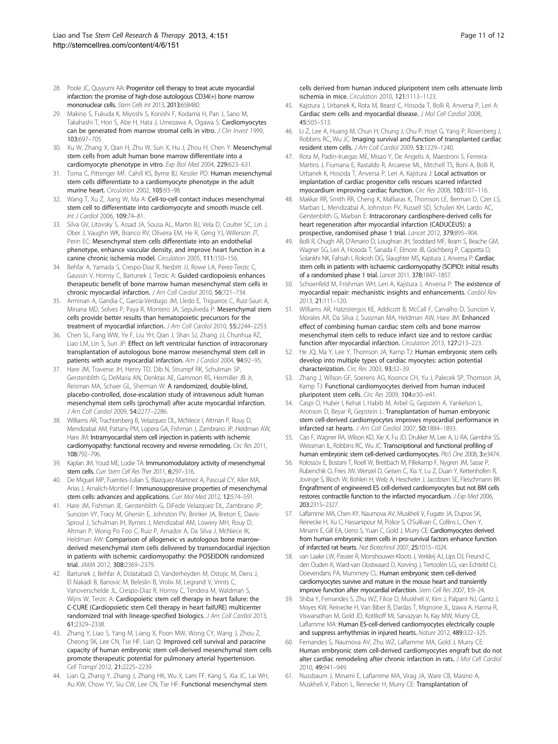28. Poole JC, Quyyumi AA: **Progenitor cell therapy to treat acute myocardial infarction: the promise of high-dose autologous CD34(+) bone marrow mononuclear cells.** *Stem Cells Int* 2013, **2013:**658480.
29. Makino S, Fukuda K, Miyoshi S, Konishi F, Kodama H, Pan J, Sano M, Takahashi T, Hori S, Abe H, Hata J, Umezawa A, Ogawa S: **Cardiomyocytes can be generated from marrow stromal cells in vitro.** *J Clin Invest* 1999, **103:**697–705.
30. Xu W, Zhang X, Qian H, Zhu W, Sun X, Hu J, Zhou H, Chen Y: **Mesenchymal stem cells from adult human bone marrow differentiate into a cardiomyocyte phenotype in vitro.** *Exp Biol Med* 2004, **229:**623–631.
31. Toma C, Pittenger MF, Cahill KS, Byrne BJ, Kessler PD: **Human mesenchymal stem cells differentiate to a cardiomyocyte phenotype in the adult murine heart.** *Circulation* 2002, **105:**93–98.
32. Wang T, Xu Z, Jiang W, Ma A: **Cell-to-cell contact induces mesenchymal stem cell to differentiate into cardiomyocyte and smooth muscle cell.** *Int J Cardiol* 2006, **109:**74–81.
33. Silva GV, Litovsky S, Assad JA, Sousa AL, Martin BJ, Vela D, Coulter SC, Lin J, Ober J, Vaughn WK, Branco RV, Oliveira EM, He R, Geng YJ, Willerson JT, Perin EC: **Mesenchymal stem cells differentiate into an endothelial phenotype, enhance vascular density, and improve heart function in a canine chronic ischemia model.** *Circulation* 2005, **111:**150–156.
34. Behfar A, Yamada S, Crespo-Diaz R, Nesbitt JJ, Rowe LA, Perez-Terzic C, Gaussin V, Homsy C, Bartunek J, Terzic A: **Guided cardiopoiesis enhances therapeutic benefit of bone marrow human mesenchymal stem cells in chronic myocardial infarction.** *J Am Coll Cardiol* 2010, **56:**721–734.
35. Arminan A, Gandia C, Garcia-Verdugo JM, Lledo E, Trigueros C, Ruiz-Sauri A, Minana MD, Solves P, Paya R, Montero JA, Sepulveda P: **Mesenchymal stem cells provide better results than hematopoietic precursors for the treatment of myocardial infarction.** *J Am Coll Cardiol* 2010, **55:**2244–2253.
36. Chen SL, Fang WW, Ye F, Liu YH, Qian J, Shan SJ, Zhang JJ, Chunhua RZ, Liao LM, Lin S, Sun JP: **Effect on left ventricular function of intracoronary transplantation of autologous bone marrow mesenchymal stem cell in patients with acute myocardial infarction.** *Am J Cardiol* 2004, **94:**92–95.
37. Hare JM, Traverse JH, Henry TD, Dib N, Strumpf RK, Schulman SP, Gerstenblith G, DeMaria AN, Denktas AE, Gammon RS, Hermiller JB Jr, Reisman MA, Schaer GL, Sherman W: **A randomized, double-blind, placebo-controlled, dose-escalation study of intravenous adult human mesenchymal stem cells (prochymal) after acute myocardial infarction.** *J Am Coll Cardiol* 2009, **54:**2277–2286.
38. Williams AR, Trachtenberg B, Velazquez DL, McNiece I, Altman P, Rouy D, Mendizabal AM, Pattany PM, Lopera GA, Fishman J, Zambrano JP, Heldman AW, Hare JM: **Intramyocardial stem cell injection in patients with ischemic cardiomyopathy: functional recovery and reverse remodeling.** *Circ Res* 2011, **108:**792–796.
39. Kaplan JM, Youd ME, Lodie TA: **Immunomodulatory activity of mesenchymal stem cells.** *Curr Stem Cell Res Ther* 2011, **6:**297–316.
40. De Miguel MP, Fuentes-Julian S, Blazquez-Martinez A, Pascual CY, Aller MA, Arias J, Arnalich-Montiel F: **Immunosuppressive properties of mesenchymal stem cells: advances and applications.** *Curr Mol Med* 2012, **12:**574–591.
41. Hare JM, Fishman JE, Gerstenblith G, DiFede Velazquez DL, Zambrano JP, Suncion VY, Tracy M, Ghersin E, Johnston PV, Brinker JA, Breton E, Davis-Sproul J, Schulman IH, Byrnes J, Mendizabal AM, Lowery MH, Rouy D, Altman P, Wong Po Foo C, Ruiz P, Amador A, Da Silva J, McNiece IK, Heldman AW: **Comparison of allogeneic vs autologous bone marrow-derived mesenchymal stem cells delivered by transendocardial injection in patients with ischemic cardiomyopathy: the POSEIDON randomized trial.** *JAMA* 2012, **308:**2369–2379.
42. Bartunek J, Behfar A, Dolatabadi D, Vanderheyden M, Ostojic M, Dens J, El Nakadi B, Banovic M, Beleslin B, Vrolix M, Legrand V, Vrints C, Vanoverschelde JL, Crespo-Diaz R, Homsy C, Tendera M, Waldman S, Wijns W, Terzic A: **Cardiopoietic stem cell therapy in heart failure: the C-CURE (Cardiopoietic stem Cell therapy in heart failURE) multicenter randomized trial with lineage-specified biologics.** *J Am Coll Cardiol* 2013, **61:**2329–2338.
43. Zhang Y, Liao S, Yang M, Liang X, Poon MW, Wong CY, Wang J, Zhou Z, Cheong SK, Lee CN, Tse HF, Lian Q: **Improved cell survival and paracrine capacity of human embryonic stem cell-derived mesenchymal stem cells promote therapeutic potential for pulmonary arterial hypertension.** *Cell Transpl* 2012, **21:**2225–2239.
44. Lian Q, Zhang Y, Zhang J, Zhang HK, Wu X, Lam FF, Kang S, Xia JC, Lai WH, Au KW, Chow YY, Siu CW, Lee CN, Tse HF: **Functional mesenchymal stem cells derived from human induced pluripotent stem cells attenuate limb ischemia in mice.** *Circulation* 2010, **121:**1113–1123.
45. Kajstura J, Urbanek K, Rota M, Bearzi C, Hosoda T, Bolli R, Anversa P, Leri A: **Cardiac stem cells and myocardial disease.** *J Mol Cell Cardiol* 2008, **45:**505–513.
46. Li Z, Lee A, Huang M, Chun H, Chung J, Chu P, Hoyt G, Yang P, Rosenberg J, Robbins RC, Wu JC: **Imaging survival and function of transplanted cardiac resident stem cells.** *J Am Coll Cardiol* 2009, **53:**1229–1240.
47. Rota M, Padin-Iruegas ME, Misao Y, De Angelis A, Maestroni S, Ferreira-Martins J, Fiumana E, Rastaldo R, Arcarese ML, Mitchell TS, Boni A, Bolli R, Urbanek K, Hosoda T, Anversa P, Leri A, Kajstura J: **Local activation or implantation of cardiac progenitor cells rescues scarred infarcted myocardium improving cardiac function.** *Circ Res* 2008, **103:**107–116.
48. Makkar RR, Smith RR, Cheng K, Malliaras K, Thomson LE, Berman D, Czer LS, Marban L, Mendizabal A, Johnston PV, Russell SD, Schuleri KH, Lardo AC, Gerstenblith G, Marban E: **Intracoronary cardiosphere-derived cells for heart regeneration after myocardial infarction (CADUCEUS): a prospective, randomised phase 1 trial.** *Lancet* 2012, **379:**895–904.
49. Bolli R, Chugh AR, D'Amario D, Loughran JH, Stoddard MF, Ikram S, Beache GM, Wagner SG, Leri A, Hosoda T, Sanada F, Elmore JB, Goichberg P, Cappetta D, Solankhi NK, Fahsah I, Rokosh DG, Slaughter MS, Kajstura J, Anversa P: **Cardiac stem cells in patients with ischaemic cardiomyopathy (SCIPIO): initial results of a randomised phase 1 trial.** *Lancet* 2011, **378:**1847–1857.
50. Schoenfeld M, Frishman WH, Leri A, Kajstura J, Anversa P: **The existence of myocardial repair: mechanistic insights and enhancements.** *Cardiol Rev* 2013, **21:**111–120.
51. Williams AR, Hatzistergos KE, Addicott B, McCall F, Carvalho D, Suncion V, Morales AR, Da Silva J, Sussman MA, Heldman AW, Hare JM: **Enhanced effect of combining human cardiac stem cells and bone marrow mesenchymal stem cells to reduce infarct size and to restore cardiac function after myocardial infarction.** *Circulation* 2013, **127:**213–223.
52. He JQ, Ma Y, Lee Y, Thomson JA, Kamp TJ: **Human embryonic stem cells develop into multiple types of cardiac myocytes: action potential characterization.** *Circ Res* 2003, **93:**32–39.
53. Zhang J, Wilson GF, Soerens AG, Koonce CH, Yu J, Palecek SP, Thomson JA, Kamp TJ: **Functional cardiomyocytes derived from human induced pluripotent stem cells.** *Circ Res* 2009, **104:**e30–e41.
54. Caspi O, Huber I, Kehat I, Habib M, Arbel G, Gepstein A, Yankelson L, Aronson D, Beyar R, Gepstein L: **Transplantation of human embryonic stem cell-derived cardiomyocytes improves myocardial performance in infarcted rat hearts.** *J Am Coll Cardiol* 2007, **50:**1884–1893.
55. Cao F, Wagner RA, Wilson KD, Xie X, Fu JD, Drukker M, Lee A, Li RA, Gambhir SS, Weissman IL, Robbins RC, Wu JC: **Transcriptional and functional profiling of human embryonic stem cell-derived cardiomyocytes.** *PloS One* 2008, **3:**e3474.
56. Kolossov E, Bostani T, Roell W, Breitbach M, Pillekamp F, Nygren JM, Sasse P, Rubenchik O, Fries JW, Wenzel D, Geisen C, Xia Y, Lu Z, Duan Y, Kettenhofen R, Jovinge S, Bloch W, Bohlen H, Welz A, Hescheler J, Jacobsen SE, Fleischmann BK: **Engraftment of engineered ES cell-derived cardiomyocytes but not BM cells restores contractile function to the infarcted myocardium.** *J Exp Med* 2006, **203:**2315–2327.
57. Laflamme MA, Chen KY, Naumova AV, Muskheli V, Fugate JA, Dupras SK, Reinecke H, Xu C, Hassanipour M, Police S, O'Sullivan C, Collins L, Chen Y, Minami E, Gill EA, Ueno S, Yuan C, Gold J, Murry CE: **Cardiomyocytes derived from human embryonic stem cells in pro-survival factors enhance function of infarcted rat hearts.** *Nat Biotechnol* 2007, **25:**1015–1024.
58. van Laake LW, Passier R, Monshouwer-Kloots J, Verkleij AJ, Lips DJ, Freund C, den Ouden K, Ward-van Oostwaard D, Korving J, Tertoolen LG, van Echteld CJ, Doevendans PA, Mummery CL: **Human embryonic stem cell-derived cardiomyocytes survive and mature in the mouse heart and transiently improve function after myocardial infarction.** *Stem Cell Res* 2007, **1:**9–24.
59. Shiba Y, Fernandes S, Zhu WZ, Filice D, Muskheli V, Kim J, Palpant NJ, Gantz J, Moyes KW, Reinecke H, Van Biber B, Dardas T, Mignone JL, Izawa A, Hanna R, Viswanathan M, Gold JD, Kotlikoff MI, Sarvazyan N, Kay MW, Murry CE, Laflamme MA: **Human ES-cell-derived cardiomyocytes electrically couple and suppress arrhythmias in injured hearts.** *Nature* 2012, **489:**322–325.
60. Fernandes S, Naumova AV, Zhu WZ, Laflamme MA, Gold J, Murry CE: **Human embryonic stem cell-derived cardiomyocytes engraft but do not alter cardiac remodeling after chronic infarction in rats.** *J Mol Cell Cardiol* 2010, **49:**941–949.
61. Nussbaum J, Minami E, Laflamme MA, Virag JA, Ware CB, Masino A, Muskheli V, Pabon L, Reinecke H, Murry CE: **Transplantation of**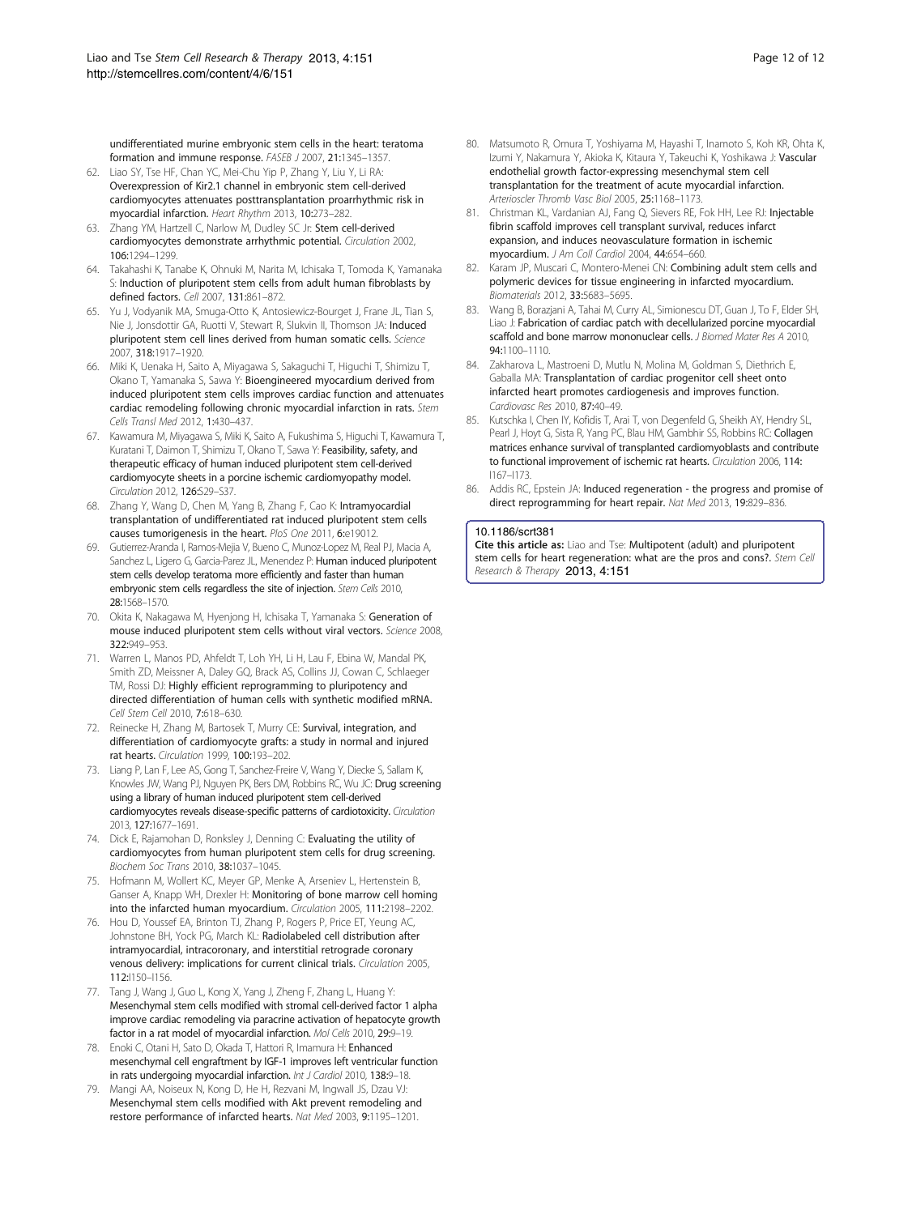undifferentiated murine embryonic stem cells in the heart: teratoma formation and immune response. *FASEB J* 2007, **21:**1345–1357.

62. Liao SY, Tse HF, Chan YC, Mei-Chu Yip P, Zhang Y, Liu Y, Li RA: **Overexpression of Kir2.1 channel in embryonic stem cell-derived cardiomyocytes attenuates posttransplantation proarrhythmic risk in myocardial infarction.** *Heart Rhythm* 2013, **10:**273–282.
63. Zhang YM, Hartzell C, Narlow M, Dudley SC Jr: **Stem cell-derived cardiomyocytes demonstrate arrhythmic potential.** *Circulation* 2002, **106:**1294–1299.
64. Takahashi K, Tanabe K, Ohnuki M, Narita M, Ichisaka T, Tomoda K, Yamanaka S: **Induction of pluripotent stem cells from adult human fibroblasts by defined factors.** *Cell* 2007, **131:**861–872.
65. Yu J, Vodyanik MA, Smuga-Otto K, Antosiewicz-Bourget J, Frane JL, Tian S, Nie J, Jonsdottir GA, Ruotti V, Stewart R, Slukvin II, Thomson JA: **Induced pluripotent stem cell lines derived from human somatic cells.** *Science* 2007, **318:**1917–1920.
66. Miki K, Uenaka H, Saito A, Miyagawa S, Sakaguchi T, Higuchi T, Shimizu T, Okano T, Yamanaka S, Sawa Y: **Bioengineered myocardium derived from induced pluripotent stem cells improves cardiac function and attenuates cardiac remodeling following chronic myocardial infarction in rats.** *Stem Cells Transl Med* 2012, **1:**430–437.
67. Kawamura M, Miyagawa S, Miki K, Saito A, Fukushima S, Higuchi T, Kawamura T, Kuratani T, Daimon T, Shimizu T, Okano T, Sawa Y: **Feasibility, safety, and therapeutic efficacy of human induced pluripotent stem cell-derived cardiomyocyte sheets in a porcine ischemic cardiomyopathy model.** *Circulation* 2012, **126:**S29–S37.
68. Zhang Y, Wang D, Chen M, Yang B, Zhang F, Cao K: **Intramyocardial transplantation of undifferentiated rat induced pluripotent stem cells causes tumorigenesis in the heart.** *PloS One* 2011, **6:**e19012.
69. Gutierrez-Aranda I, Ramos-Mejia V, Bueno C, Munoz-Lopez M, Real PJ, Macia A, Sanchez L, Ligero G, Garcia-Parez JL, Menendez P: **Human induced pluripotent stem cells develop teratoma more efficiently and faster than human embryonic stem cells regardless the site of injection.** *Stem Cells* 2010, **28:**1568–1570.
70. Okita K, Nakagawa M, Hyenjong H, Ichisaka T, Yamanaka S: **Generation of mouse induced pluripotent stem cells without viral vectors.** *Science* 2008, **322:**949–953.
71. Warren L, Manos PD, Ahfeldt T, Loh YH, Li H, Lau F, Ebina W, Mandal PK, Smith ZD, Meissner A, Daley GQ, Brack AS, Collins JJ, Cowan C, Schlaeger TM, Rossi DJ: **Highly efficient reprogramming to pluripotency and directed differentiation of human cells with synthetic modified mRNA.** *Cell Stem Cell* 2010, **7:**618–630.
72. Reinecke H, Zhang M, Bartosek T, Murry CE: **Survival, integration, and differentiation of cardiomyocyte grafts: a study in normal and injured rat hearts.** *Circulation* 1999, **100:**193–202.
73. Liang P, Lan F, Lee AS, Gong T, Sanchez-Freire V, Wang Y, Diecke S, Sallam K, Knowles JW, Wang PJ, Nguyen PK, Bers DM, Robbins RC, Wu JC: **Drug screening using a library of human induced pluripotent stem cell-derived cardiomyocytes reveals disease-specific patterns of cardiotoxicity.** *Circulation* 2013, **127:**1677–1691.
74. Dick E, Rajamohan D, Ronksley J, Denning C: **Evaluating the utility of cardiomyocytes from human pluripotent stem cells for drug screening.** *Biochem Soc Trans* 2010, **38:**1037–1045.
75. Hofmann M, Wollert KC, Meyer GP, Menke A, Arseniev L, Hertenstein B, Ganser A, Knapp WH, Drexler H: **Monitoring of bone marrow cell homing into the infarcted human myocardium.** *Circulation* 2005, **111:**2198–2202.
76. Hou D, Youssef EA, Brinton TJ, Zhang P, Rogers P, Price ET, Yeung AC, Johnstone BH, Yock PG, March KL: **Radiolabeled cell distribution after intramyocardial, intracoronary, and interstitial retrograde coronary venous delivery: implications for current clinical trials.** *Circulation* 2005, **112:**I150–I156.
77. Tang J, Wang J, Guo L, Kong X, Yang J, Zheng F, Zhang L, Huang Y: **Mesenchymal stem cells modified with stromal cell-derived factor 1 alpha improve cardiac remodeling via paracrine activation of hepatocyte growth factor in a rat model of myocardial infarction.** *Mol Cells* 2010, **29:**9–19.
78. Enoki C, Otani H, Sato D, Okada T, Hattori R, Imamura H: **Enhanced mesenchymal cell engraftment by IGF-1 improves left ventricular function in rats undergoing myocardial infarction.** *Int J Cardiol* 2010, **138:**9–18.
79. Mangi AA, Noiseux N, Kong D, He H, Rezvani M, Ingwall JS, Dzau VJ: **Mesenchymal stem cells modified with Akt prevent remodeling and restore performance of infarcted hearts.** *Nat Med* 2003, **9:**1195–1201.
80. Matsumoto R, Omura T, Yoshiyama M, Hayashi T, Inamoto S, Koh KR, Ohta K, Izumi Y, Nakamura Y, Akioka K, Kitaura Y, Takeuchi K, Yoshikawa J: **Vascular endothelial growth factor-expressing mesenchymal stem cell transplantation for the treatment of acute myocardial infarction.** *Arterioscler Thromb Vasc Biol* 2005, **25:**1168–1173.
81. Christman KL, Vardanian AJ, Fang Q, Sievers RE, Fok HH, Lee RJ: **Injectable fibrin scaffold improves cell transplant survival, reduces infarct expansion, and induces neovasculature formation in ischemic myocardium.** *J Am Coll Cardiol* 2004, **44:**654–660.
82. Karam JP, Muscari C, Montero-Menei CN: **Combining adult stem cells and polymeric devices for tissue engineering in infarcted myocardium.** *Biomaterials* 2012, **33:**5683–5695.
83. Wang B, Borazjani A, Tahai M, Curry AL, Simionescu DT, Guan J, To F, Elder SH, Liao J: **Fabrication of cardiac patch with decellularized porcine myocardial scaffold and bone marrow mononuclear cells.** *J Biomed Mater Res A* 2010, **94:**1100–1110.
84. Zakharova L, Mastroeni D, Mutlu N, Molina M, Goldman S, Diethrich E, Gaballa MA: **Transplantation of cardiac progenitor cell sheet onto infarcted heart promotes cardiogenesis and improves function.** *Cardiovasc Res* 2010, **87:**40–49.
85. Kutschka I, Chen IY, Kofidis T, Arai T, von Degenfeld G, Sheikh AY, Hendry SL, Pearl J, Hoyt G, Sista R, Yang PC, Blau HM, Gambhir SS, Robbins RC: **Collagen matrices enhance survival of transplanted cardiomyoblasts and contribute to functional improvement of ischemic rat hearts.** *Circulation* 2006, **114:** I167–I173.
86. Addis RC, Epstein JA: **Induced regeneration - the progress and promise of direct reprogramming for heart repair.** *Nat Med* 2013, **19:**829–836.

10.1186/scrt381

**Cite this article as:** Liao and Tse: **Multipotent (adult) and pluripotent stem cells for heart regeneration: what are the pros and cons?.** *Stem Cell Research & Therapy* **2013, 4:151**